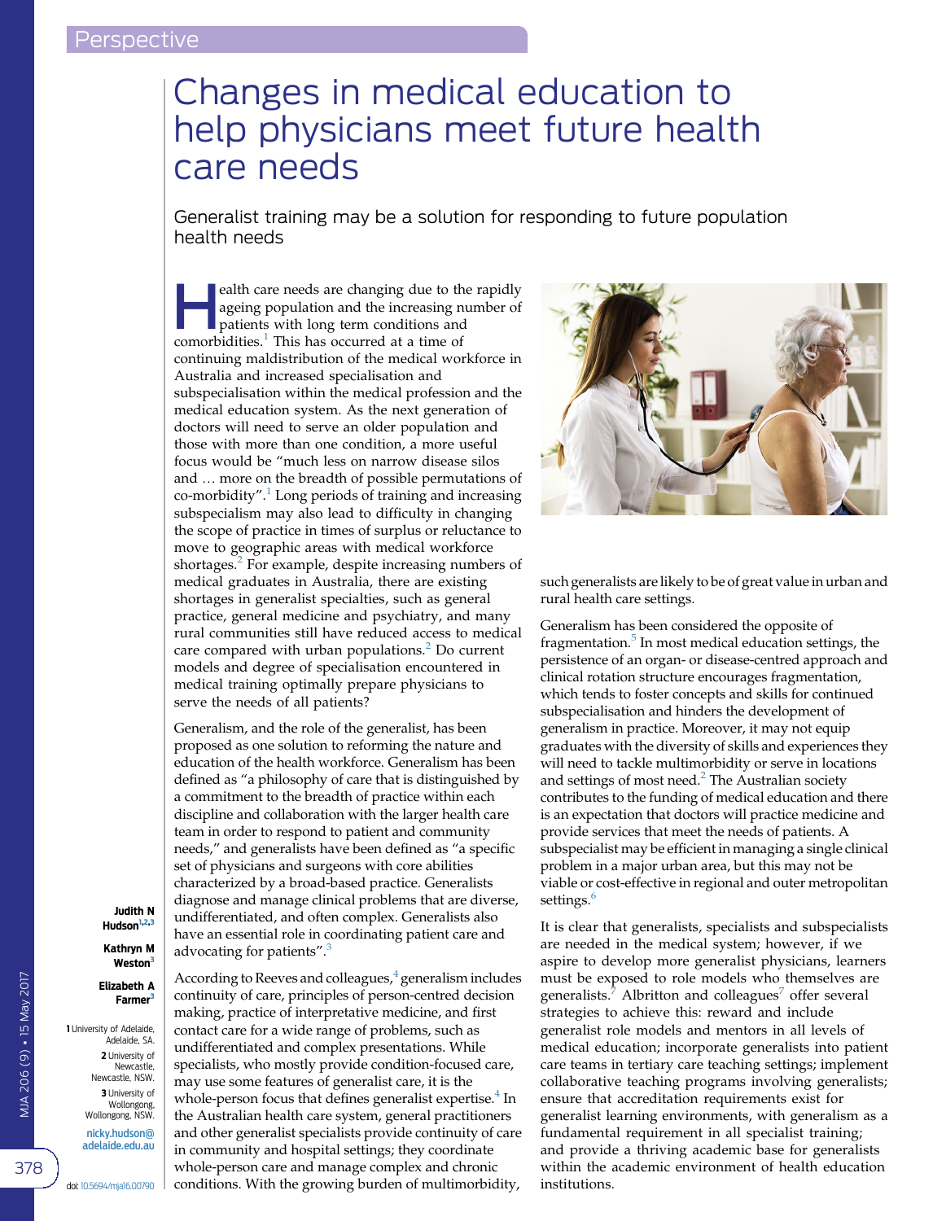Perspective

# Changes in medical education to help physicians meet future health care needs

Generalist training may be a solution for responding to future population health needs

Judith N Hudson[1,2,3]

Kathryn M Weston[3]

Elizabeth A Farmer[3]

1 University of Adelaide, Adelaide, SA.
2 University of Newcastle, Newcastle, NSW.
3 University of Wollongong, Wollongong, NSW.

nicky.hudson@adelaide.edu.au

doi: 10.5694/mja16.00790

Health care needs are changing due to the rapidly ageing population and the increasing number of patients with long term conditions and comorbidities.[1] This has occurred at a time of continuing maldistribution of the medical workforce in Australia and increased specialisation and subspecialisation within the medical profession and the medical education system. As the next generation of doctors will need to serve an older population and those with more than one condition, a more useful focus would be "much less on narrow disease silos and … more on the breadth of possible permutations of co-morbidity".[1] Long periods of training and increasing subspecialism may also lead to difficulty in changing the scope of practice in times of surplus or reluctance to move to geographic areas with medical workforce shortages.[2] For example, despite increasing numbers of medical graduates in Australia, there are existing shortages in generalist specialties, such as general practice, general medicine and psychiatry, and many rural communities still have reduced access to medical care compared with urban populations.[2] Do current models and degree of specialisation encountered in medical training optimally prepare physicians to serve the needs of all patients?

Generalism, and the role of the generalist, has been proposed as one solution to reforming the nature and education of the health workforce. Generalism has been defined as "a philosophy of care that is distinguished by a commitment to the breadth of practice within each discipline and collaboration with the larger health care team in order to respond to patient and community needs," and generalists have been defined as "a specific set of physicians and surgeons with core abilities characterized by a broad-based practice. Generalists diagnose and manage clinical problems that are diverse, undifferentiated, and often complex. Generalists also have an essential role in coordinating patient care and advocating for patients".[3]

According to Reeves and colleagues,[4] generalism includes continuity of care, principles of person-centred decision making, practice of interpretative medicine, and first contact care for a wide range of problems, such as undifferentiated and complex presentations. While specialists, who mostly provide condition-focused care, may use some features of generalist care, it is the whole-person focus that defines generalist expertise.[4] In the Australian health care system, general practitioners and other generalist specialists provide continuity of care in community and hospital settings; they coordinate whole-person care and manage complex and chronic conditions. With the growing burden of multimorbidity, such generalists are likely to be of great value in urban and rural health care settings.

Generalism has been considered the opposite of fragmentation.[5] In most medical education settings, the persistence of an organ- or disease-centred approach and clinical rotation structure encourages fragmentation, which tends to foster concepts and skills for continued subspecialisation and hinders the development of generalism in practice. Moreover, it may not equip graduates with the diversity of skills and experiences they will need to tackle multimorbidity or serve in locations and settings of most need.[2] The Australian society contributes to the funding of medical education and there is an expectation that doctors will practice medicine and provide services that meet the needs of patients. A subspecialist may be efficient in managing a single clinical problem in a major urban area, but this may not be viable or cost-effective in regional and outer metropolitan settings.[6]

It is clear that generalists, specialists and subspecialists are needed in the medical system; however, if we aspire to develop more generalist physicians, learners must be exposed to role models who themselves are generalists.[7] Albritton and colleagues[7] offer several strategies to achieve this: reward and include generalist role models and mentors in all levels of medical education; incorporate generalists into patient care teams in tertiary care teaching settings; implement collaborative teaching programs involving generalists; ensure that accreditation requirements exist for generalist learning environments, with generalism as a fundamental requirement in all specialist training; and provide a thriving academic base for generalists within the academic environment of health education institutions.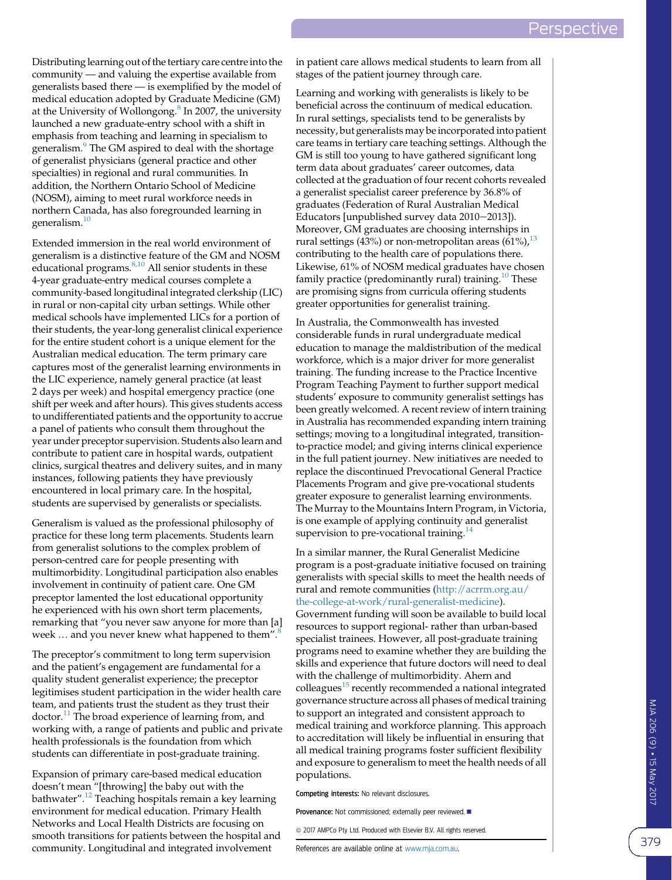Distributing learning out of the tertiary care centre into the community — and valuing the expertise available from generalists based there — is exemplified by the model of medical education adopted by Graduate Medicine (GM) at the University of Wollongong.[8] In 2007, the university launched a new graduate-entry school with a shift in emphasis from teaching and learning in specialism to generalism.[9] The GM aspired to deal with the shortage of generalist physicians (general practice and other specialties) in regional and rural communities. In addition, the Northern Ontario School of Medicine (NOSM), aiming to meet rural workforce needs in northern Canada, has also foregrounded learning in generalism.[10]

Extended immersion in the real world environment of generalism is a distinctive feature of the GM and NOSM educational programs.[8,10] All senior students in these 4-year graduate-entry medical courses complete a community-based longitudinal integrated clerkship (LIC) in rural or non-capital city urban settings. While other medical schools have implemented LICs for a portion of their students, the year-long generalist clinical experience for the entire student cohort is a unique element for the Australian medical education. The term primary care captures most of the generalist learning environments in the LIC experience, namely general practice (at least 2 days per week) and hospital emergency practice (one shift per week and after hours). This gives students access to undifferentiated patients and the opportunity to accrue a panel of patients who consult them throughout the year under preceptor supervision. Students also learn and contribute to patient care in hospital wards, outpatient clinics, surgical theatres and delivery suites, and in many instances, following patients they have previously encountered in local primary care. In the hospital, students are supervised by generalists or specialists.

Generalism is valued as the professional philosophy of practice for these long term placements. Students learn from generalist solutions to the complex problem of person-centred care for people presenting with multimorbidity. Longitudinal participation also enables involvement in continuity of patient care. One GM preceptor lamented the lost educational opportunity he experienced with his own short term placements, remarking that "you never saw anyone for more than [a] week … and you never knew what happened to them".[8]

The preceptor's commitment to long term supervision and the patient's engagement are fundamental for a quality student generalist experience; the preceptor legitimises student participation in the wider health care team, and patients trust the student as they trust their doctor.[11] The broad experience of learning from, and working with, a range of patients and public and private health professionals is the foundation from which students can differentiate in post-graduate training.

Expansion of primary care-based medical education doesn't mean "[throwing] the baby out with the bathwater".[12] Teaching hospitals remain a key learning environment for medical education. Primary Health Networks and Local Health Districts are focusing on smooth transitions for patients between the hospital and community. Longitudinal and integrated involvement in patient care allows medical students to learn from all stages of the patient journey through care.

Learning and working with generalists is likely to be beneficial across the continuum of medical education. In rural settings, specialists tend to be generalists by necessity, but generalists may be incorporated into patient care teams in tertiary care teaching settings. Although the GM is still too young to have gathered significant long term data about graduates' career outcomes, data collected at the graduation of four recent cohorts revealed a generalist specialist career preference by 36.8% of graduates (Federation of Rural Australian Medical Educators [unpublished survey data 2010−2013]). Moreover, GM graduates are choosing internships in rural settings (43%) or non-metropolitan areas (61%),[13] contributing to the health care of populations there. Likewise, 61% of NOSM medical graduates have chosen family practice (predominantly rural) training.[10] These are promising signs from curricula offering students greater opportunities for generalist training.

In Australia, the Commonwealth has invested considerable funds in rural undergraduate medical education to manage the maldistribution of the medical workforce, which is a major driver for more generalist training. The funding increase to the Practice Incentive Program Teaching Payment to further support medical students' exposure to community generalist settings has been greatly welcomed. A recent review of intern training in Australia has recommended expanding intern training settings; moving to a longitudinal integrated, transition-to-practice model; and giving interns clinical experience in the full patient journey. New initiatives are needed to replace the discontinued Prevocational General Practice Placements Program and give pre-vocational students greater exposure to generalist learning environments. The Murray to the Mountains Intern Program, in Victoria, is one example of applying continuity and generalist supervision to pre-vocational training.[14]

In a similar manner, the Rural Generalist Medicine program is a post-graduate initiative focused on training generalists with special skills to meet the health needs of rural and remote communities (http://acrrm.org.au/the-college-at-work/rural-generalist-medicine). Government funding will soon be available to build local resources to support regional- rather than urban-based specialist trainees. However, all post-graduate training programs need to examine whether they are building the skills and experience that future doctors will need to deal with the challenge of multimorbidity. Ahern and colleagues[15] recently recommended a national integrated governance structure across all phases of medical training to support an integrated and consistent approach to medical training and workforce planning. This approach to accreditation will likely be influential in ensuring that all medical training programs foster sufficient flexibility and exposure to generalism to meet the health needs of all populations.

**Competing interests:** No relevant disclosures.

**Provenance:** Not commissioned; externally peer reviewed. ■

© 2017 AMPCo Pty Ltd. Produced with Elsevier B.V. All rights reserved.

References are available online at www.mja.com.au.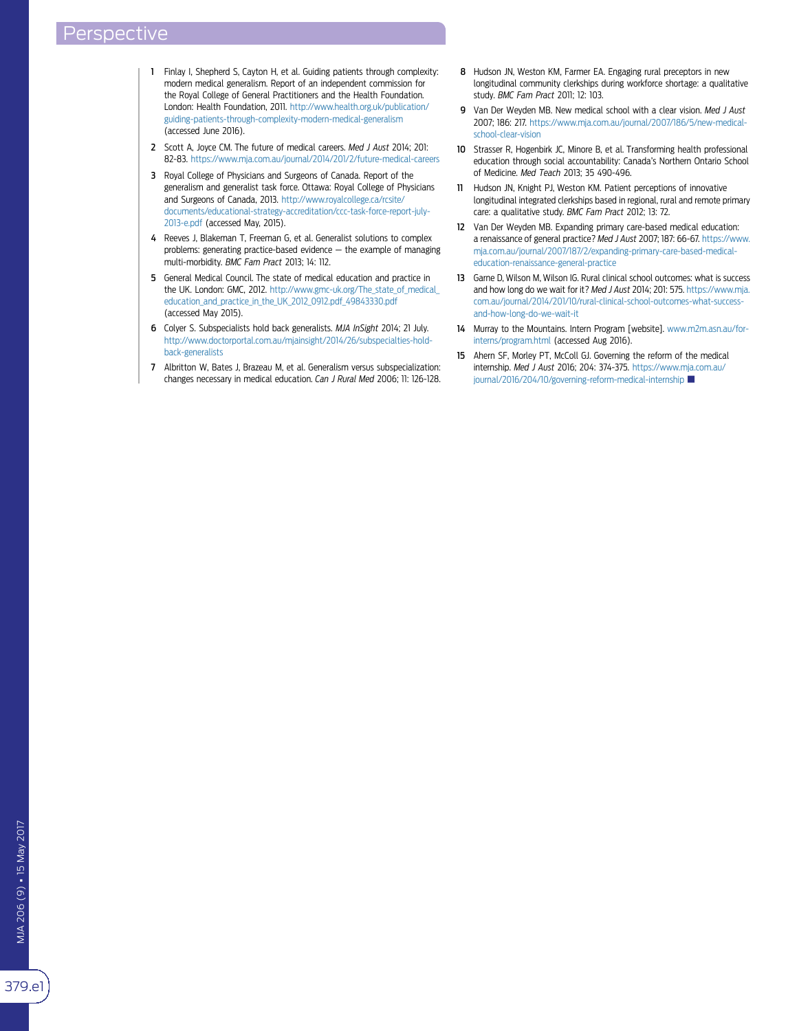1 Finlay I, Shepherd S, Cayton H, et al. Guiding patients through complexity: modern medical generalism. Report of an independent commission for the Royal College of General Practitioners and the Health Foundation. London: Health Foundation, 2011. http://www.health.org.uk/publication/guiding-patients-through-complexity-modern-medical-generalism (accessed June 2016).

2 Scott A, Joyce CM. The future of medical careers. *Med J Aust* 2014; 201: 82-83. https://www.mja.com.au/journal/2014/201/2/future-medical-careers

3 Royal College of Physicians and Surgeons of Canada. Report of the generalism and generalist task force. Ottawa: Royal College of Physicians and Surgeons of Canada, 2013. http://www.royalcollege.ca/rcsite/documents/educational-strategy-accreditation/ccc-task-force-report-july-2013-e.pdf (accessed May, 2015).

4 Reeves J, Blakeman T, Freeman G, et al. Generalist solutions to complex problems: generating practice-based evidence — the example of managing multi-morbidity. *BMC Fam Pract* 2013; 14: 112.

5 General Medical Council. The state of medical education and practice in the UK. London: GMC, 2012. http://www.gmc-uk.org/The_state_of_medical_education_and_practice_in_the_UK_2012_0912.pdf_49843330.pdf (accessed May 2015).

6 Colyer S. Subspecialists hold back generalists. *MJA InSight* 2014; 21 July. http://www.doctorportal.com.au/mjainsight/2014/26/subspecialties-hold-back-generalists

7 Albritton W, Bates J, Brazeau M, et al. Generalism versus subspecialization: changes necessary in medical education. *Can J Rural Med* 2006; 11: 126-128.

8 Hudson JN, Weston KM, Farmer EA. Engaging rural preceptors in new longitudinal community clerkships during workforce shortage: a qualitative study. *BMC Fam Pract* 2011; 12: 103.

9 Van Der Weyden MB. New medical school with a clear vision. *Med J Aust* 2007; 186: 217. https://www.mja.com.au/journal/2007/186/5/new-medical-school-clear-vision

10 Strasser R, Hogenbirk JC, Minore B, et al. Transforming health professional education through social accountability: Canada's Northern Ontario School of Medicine. *Med Teach* 2013; 35 490-496.

11 Hudson JN, Knight PJ, Weston KM. Patient perceptions of innovative longitudinal integrated clerkships based in regional, rural and remote primary care: a qualitative study. *BMC Fam Pract* 2012; 13: 72.

12 Van Der Weyden MB. Expanding primary care-based medical education: a renaissance of general practice? *Med J Aust* 2007; 187: 66-67. https://www.mja.com.au/journal/2007/187/2/expanding-primary-care-based-medical-education-renaissance-general-practice

13 Garne D, Wilson M, Wilson IG. Rural clinical school outcomes: what is success and how long do we wait for it? *Med J Aust* 2014; 201: 575. https://www.mja.com.au/journal/2014/201/10/rural-clinical-school-outcomes-what-success-and-how-long-do-we-wait-it

14 Murray to the Mountains. Intern Program [website]. www.m2m.asn.au/for-interns/program.html (accessed Aug 2016).

15 Ahern SF, Morley PT, McColl GJ. Governing the reform of the medical internship. *Med J Aust* 2016; 204: 374-375. https://www.mja.com.au/journal/2016/204/10/governing-reform-medical-internship ■